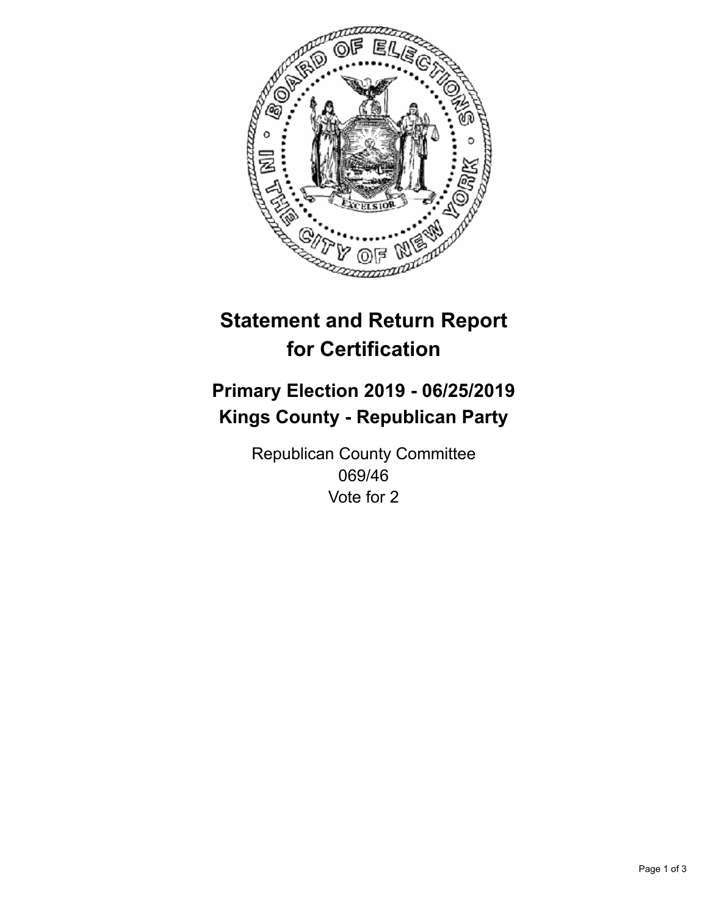# Statement and Return Report for Certification

## Primary Election 2019 - 06/25/2019
## Kings County - Republican Party

Republican County Committee
069/46
Vote for 2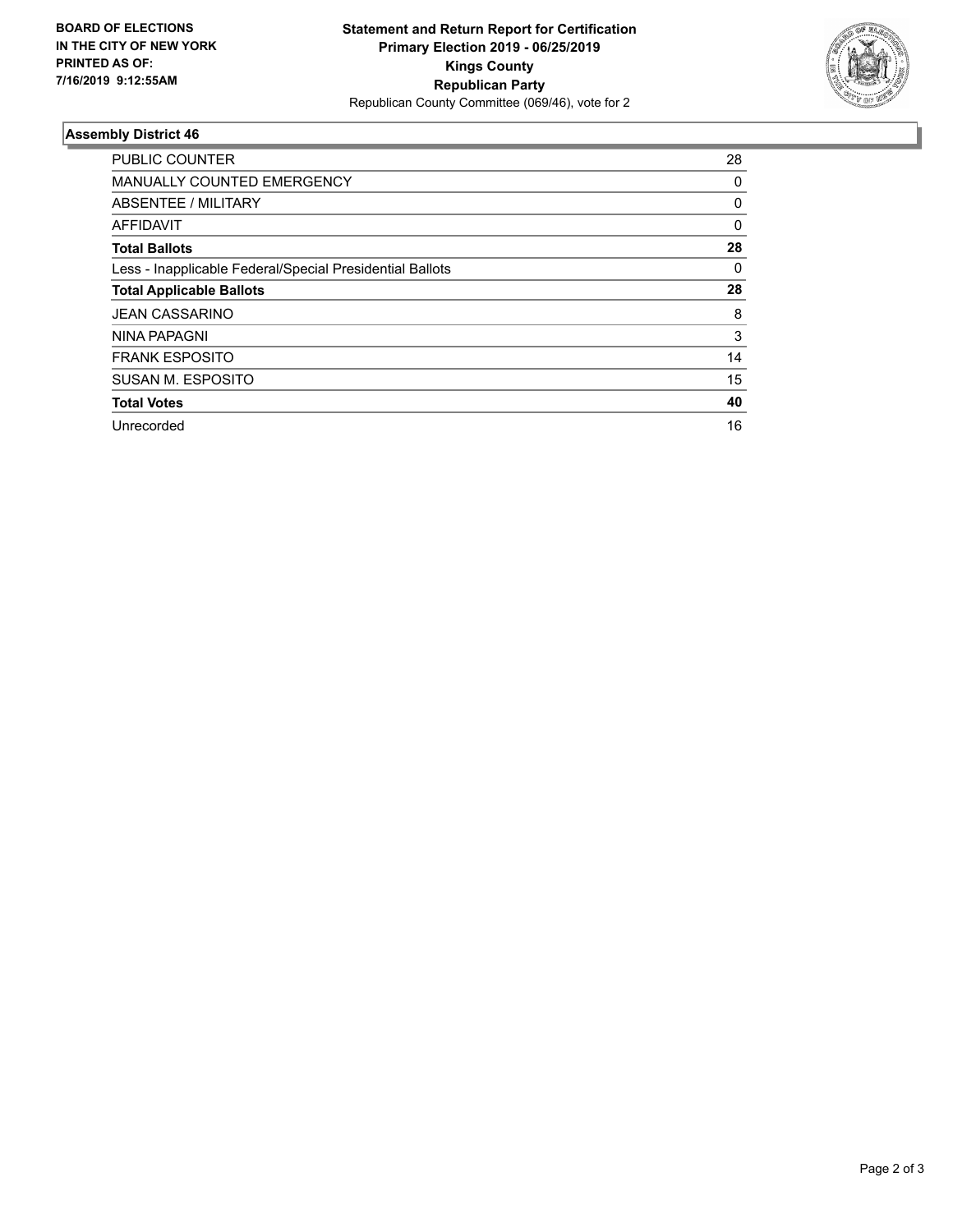**BOARD OF ELECTIONS IN THE CITY OF NEW YORK PRINTED AS OF: 7/16/2019 9:12:55AM**

**Statement and Return Report for Certification**
**Primary Election 2019 - 06/25/2019**
**Kings County**
**Republican Party**
Republican County Committee (069/46), vote for 2

### Assembly District 46

| | |
|---|---|
| PUBLIC COUNTER | 28 |
| MANUALLY COUNTED EMERGENCY | 0 |
| ABSENTEE / MILITARY | 0 |
| AFFIDAVIT | 0 |
| **Total Ballots** | **28** |
| Less - Inapplicable Federal/Special Presidential Ballots | 0 |
| **Total Applicable Ballots** | **28** |
| JEAN CASSARINO | 8 |
| NINA PAPAGNI | 3 |
| FRANK ESPOSITO | 14 |
| SUSAN M. ESPOSITO | 15 |
| **Total Votes** | **40** |
| Unrecorded | 16 |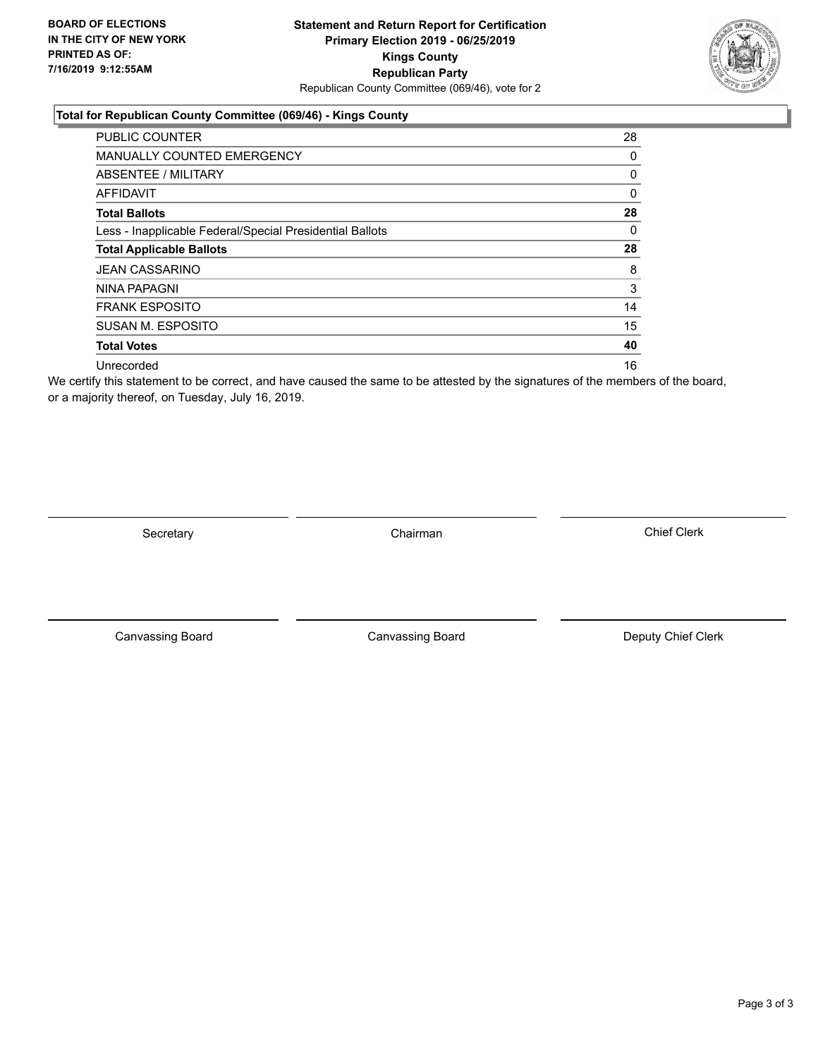**BOARD OF ELECTIONS IN THE CITY OF NEW YORK PRINTED AS OF: 7/16/2019 9:12:55AM**

**Statement and Return Report for Certification Primary Election 2019 - 06/25/2019 Kings County Republican Party**

Republican County Committee (069/46), vote for 2

### Total for Republican County Committee (069/46) - Kings County

| | |
|---|---|
| PUBLIC COUNTER | 28 |
| MANUALLY COUNTED EMERGENCY | 0 |
| ABSENTEE / MILITARY | 0 |
| AFFIDAVIT | 0 |
| **Total Ballots** | **28** |
| Less - Inapplicable Federal/Special Presidential Ballots | 0 |
| **Total Applicable Ballots** | **28** |
| JEAN CASSARINO | 8 |
| NINA PAPAGNI | 3 |
| FRANK ESPOSITO | 14 |
| SUSAN M. ESPOSITO | 15 |
| **Total Votes** | **40** |
| Unrecorded | 16 |

We certify this statement to be correct, and have caused the same to be attested by the signatures of the members of the board, or a majority thereof, on Tuesday, July 16, 2019.

Secretary

Chairman

Chief Clerk

Canvassing Board

Canvassing Board

Deputy Chief Clerk